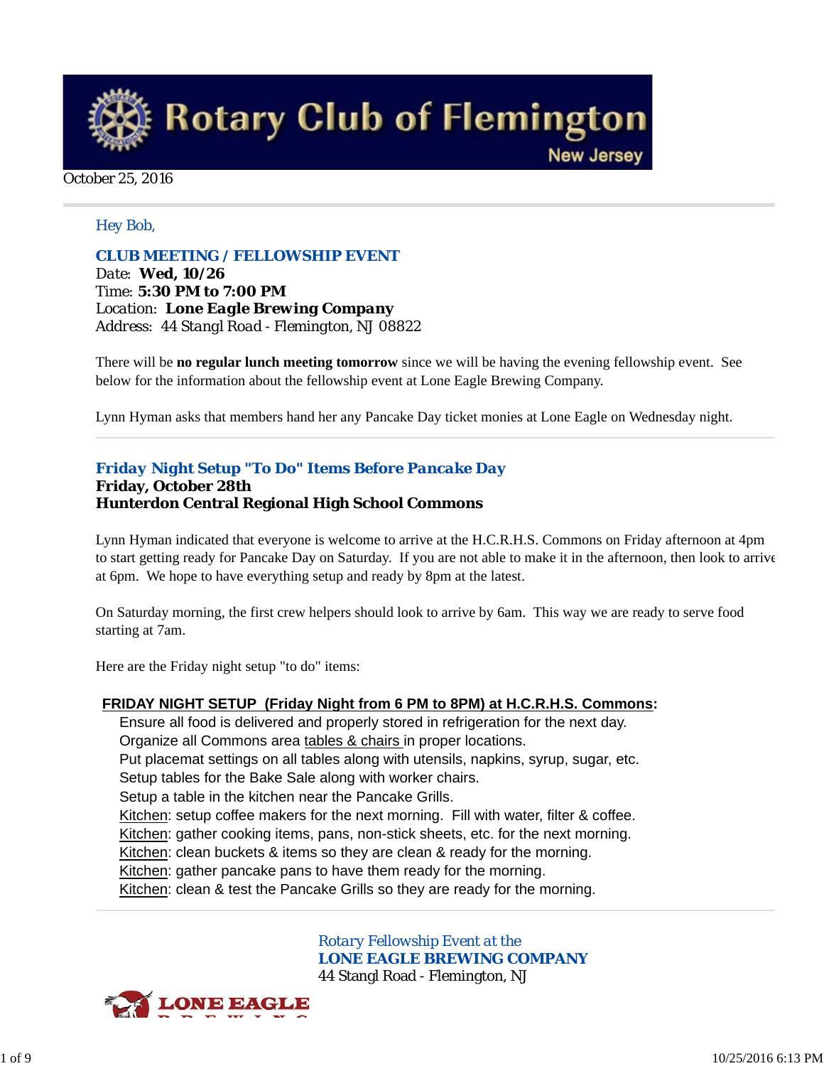# Rotary Club of Flemington

New Jersey

October 25, 2016

Hey Bob,

### CLUB MEETING / FELLOWSHIP EVENT

Date: **Wed, 10/26**
Time: **5:30 PM to 7:00 PM**
Location: ***Lone Eagle Brewing Company***
Address: 44 Stangl Road - Flemington, NJ 08822

There will be **no regular lunch meeting tomorrow** since we will be having the evening fellowship event. See below for the information about the fellowship event at Lone Eagle Brewing Company.

Lynn Hyman asks that members hand her any Pancake Day ticket monies at Lone Eagle on Wednesday night.

---

### *Friday Night Setup "To Do" Items Before Pancake Day*

**Friday, October 28th**
**Hunterdon Central Regional High School Commons**

Lynn Hyman indicated that everyone is welcome to arrive at the H.C.R.H.S. Commons on Friday afternoon at 4pm to start getting ready for Pancake Day on Saturday. If you are not able to make it in the afternoon, then look to arrive at 6pm. We hope to have everything setup and ready by 8pm at the latest.

On Saturday morning, the first crew helpers should look to arrive by 6am. This way we are ready to serve food starting at 7am.

Here are the Friday night setup "to do" items:

**FRIDAY NIGHT SETUP (Friday Night from 6 PM to 8PM) at H.C.R.H.S. Commons:**

- Ensure all food is delivered and properly stored in refrigeration for the next day.
- Organize all Commons area tables & chairs in proper locations.
- Put placemat settings on all tables along with utensils, napkins, syrup, sugar, etc.
- Setup tables for the Bake Sale along with worker chairs.
- Setup a table in the kitchen near the Pancake Grills.
- Kitchen: setup coffee makers for the next morning. Fill with water, filter & coffee.
- Kitchen: gather cooking items, pans, non-stick sheets, etc. for the next morning.
- Kitchen: clean buckets & items so they are clean & ready for the morning.
- Kitchen: gather pancake pans to have them ready for the morning.
- Kitchen: clean & test the Pancake Grills so they are ready for the morning.

---

*Rotary Fellowship Event at the*
**LONE EAGLE BREWING COMPANY**
44 Stangl Road - Flemington, NJ

LONE EAGLE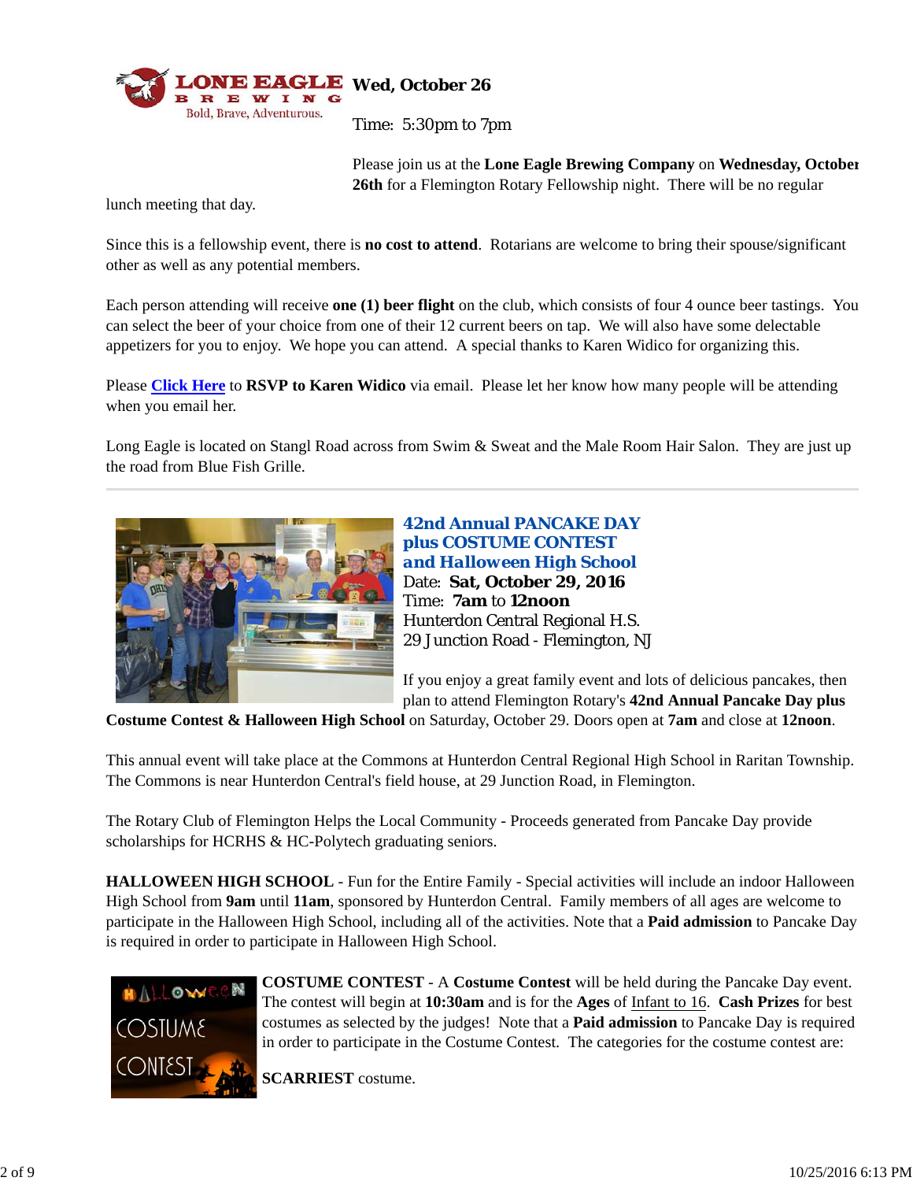**Wed, October 26**

Time: 5:30pm to 7pm

Please join us at the **Lone Eagle Brewing Company** on **Wednesday, October 26th** for a Flemington Rotary Fellowship night. There will be no regular lunch meeting that day.

Since this is a fellowship event, there is **no cost to attend**. Rotarians are welcome to bring their spouse/significant other as well as any potential members.

Each person attending will receive **one (1) beer flight** on the club, which consists of four 4 ounce beer tastings. You can select the beer of your choice from one of their 12 current beers on tap. We will also have some delectable appetizers for you to enjoy. We hope you can attend. A special thanks to Karen Widico for organizing this.

Please **Click Here** to **RSVP to Karen Widico** via email. Please let her know how many people will be attending when you email her.

Long Eagle is located on Stangl Road across from Swim & Sweat and the Male Room Hair Salon. They are just up the road from Blue Fish Grille.

---

**42nd Annual PANCAKE DAY plus COSTUME CONTEST and Halloween High School**

Date: **Sat, October 29, 2016**
Time: **7am** to **12noon**
Hunterdon Central Regional H.S.
29 Junction Road - Flemington, NJ

If you enjoy a great family event and lots of delicious pancakes, then plan to attend Flemington Rotary's **42nd Annual Pancake Day plus Costume Contest & Halloween High School** on Saturday, October 29. Doors open at **7am** and close at **12noon**.

This annual event will take place at the Commons at Hunterdon Central Regional High School in Raritan Township. The Commons is near Hunterdon Central's field house, at 29 Junction Road, in Flemington.

The Rotary Club of Flemington Helps the Local Community - Proceeds generated from Pancake Day provide scholarships for HCRHS & HC-Polytech graduating seniors.

**HALLOWEEN HIGH SCHOOL** - Fun for the Entire Family - Special activities will include an indoor Halloween High School from **9am** until **11am**, sponsored by Hunterdon Central. Family members of all ages are welcome to participate in the Halloween High School, including all of the activities. Note that a **Paid admission** to Pancake Day is required in order to participate in Halloween High School.

**COSTUME CONTEST** - A **Costume Contest** will be held during the Pancake Day event. The contest will begin at **10:30am** and is for the **Ages** of Infant to 16. **Cash Prizes** for best costumes as selected by the judges! Note that a **Paid admission** to Pancake Day is required in order to participate in the Costume Contest. The categories for the costume contest are:

**SCARRIEST** costume.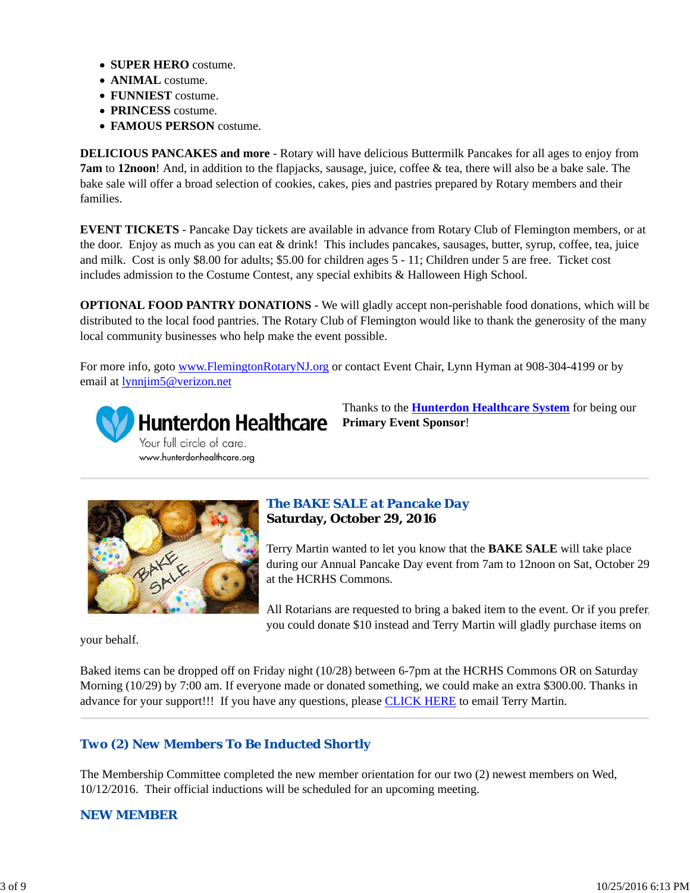- **SUPER HERO** costume.
- **ANIMAL** costume.
- **FUNNIEST** costume.
- **PRINCESS** costume.
- **FAMOUS PERSON** costume.

**DELICIOUS PANCAKES and more** - Rotary will have delicious Buttermilk Pancakes for all ages to enjoy from **7am** to **12noon**! And, in addition to the flapjacks, sausage, juice, coffee & tea, there will also be a bake sale. The bake sale will offer a broad selection of cookies, cakes, pies and pastries prepared by Rotary members and their families.

**EVENT TICKETS** - Pancake Day tickets are available in advance from Rotary Club of Flemington members, or at the door. Enjoy as much as you can eat & drink! This includes pancakes, sausages, butter, syrup, coffee, tea, juice and milk. Cost is only $8.00 for adults; $5.00 for children ages 5 - 11; Children under 5 are free. Ticket cost includes admission to the Costume Contest, any special exhibits & Halloween High School.

**OPTIONAL FOOD PANTRY DONATIONS** - We will gladly accept non-perishable food donations, which will be distributed to the local food pantries. The Rotary Club of Flemington would like to thank the generosity of the many local community businesses who help make the event possible.

For more info, goto www.FlemingtonRotaryNJ.org or contact Event Chair, Lynn Hyman at 908-304-4199 or by email at lynnjim5@verizon.net

Hunterdon Healthcare
Your full circle of care.
www.hunterdonhealthcare.org

Thanks to the **Hunterdon Healthcare System** for being our **Primary Event Sponsor**!

---

## *The BAKE SALE at Pancake Day*
**Saturday, October 29, 2016**

Terry Martin wanted to let you know that the **BAKE SALE** will take place during our Annual Pancake Day event from 7am to 12noon on Sat, October 29 at the HCRHS Commons.

All Rotarians are requested to bring a baked item to the event. Or if you prefer, you could donate $10 instead and Terry Martin will gladly purchase items on your behalf.

Baked items can be dropped off on Friday night (10/28) between 6-7pm at the HCRHS Commons OR on Saturday Morning (10/29) by 7:00 am. If everyone made or donated something, we could make an extra $300.00. Thanks in advance for your support!!! If you have any questions, please CLICK HERE to email Terry Martin.

---

## *Two (2) New Members To Be Inducted Shortly*

The Membership Committee completed the new member orientation for our two (2) newest members on Wed, 10/12/2016. Their official inductions will be scheduled for an upcoming meeting.

### NEW MEMBER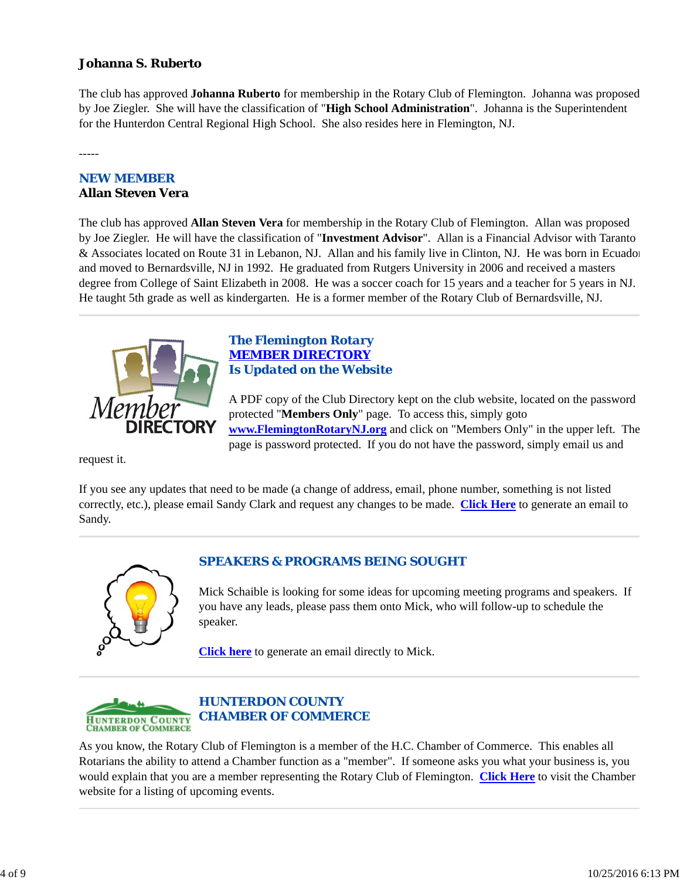### Johanna S. Ruberto

The club has approved **Johanna Ruberto** for membership in the Rotary Club of Flemington. Johanna was proposed by Joe Ziegler. She will have the classification of "**High School Administration**". Johanna is the Superintendent for the Hunterdon Central Regional High School. She also resides here in Flemington, NJ.

-----

### NEW MEMBER
### Allan Steven Vera

The club has approved **Allan Steven Vera** for membership in the Rotary Club of Flemington. Allan was proposed by Joe Ziegler. He will have the classification of "**Investment Advisor**". Allan is a Financial Advisor with Taranto & Associates located on Route 31 in Lebanon, NJ. Allan and his family live in Clinton, NJ. He was born in Ecuador and moved to Bernardsville, NJ in 1992. He graduated from Rutgers University in 2006 and received a masters degree from College of Saint Elizabeth in 2008. He was a soccer coach for 15 years and a teacher for 5 years in NJ. He taught 5th grade as well as kindergarten. He is a former member of the Rotary Club of Bernardsville, NJ.

---

## *The Flemington Rotary* *MEMBER DIRECTORY* *Is Updated on the Website*

A PDF copy of the Club Directory kept on the club website, located on the password protected "**Members Only**" page. To access this, simply goto **www.FlemingtonRotaryNJ.org** and click on "Members Only" in the upper left. The page is password protected. If you do not have the password, simply email us and request it.

If you see any updates that need to be made (a change of address, email, phone number, something is not listed correctly, etc.), please email Sandy Clark and request any changes to be made. **Click Here** to generate an email to Sandy.

---

## SPEAKERS & PROGRAMS BEING SOUGHT

Mick Schaible is looking for some ideas for upcoming meeting programs and speakers. If you have any leads, please pass them onto Mick, who will follow-up to schedule the speaker.

**Click here** to generate an email directly to Mick.

---

## HUNTERDON COUNTY CHAMBER OF COMMERCE

As you know, the Rotary Club of Flemington is a member of the H.C. Chamber of Commerce. This enables all Rotarians the ability to attend a Chamber function as a "member". If someone asks you what your business is, you would explain that you are a member representing the Rotary Club of Flemington. **Click Here** to visit the Chamber website for a listing of upcoming events.

---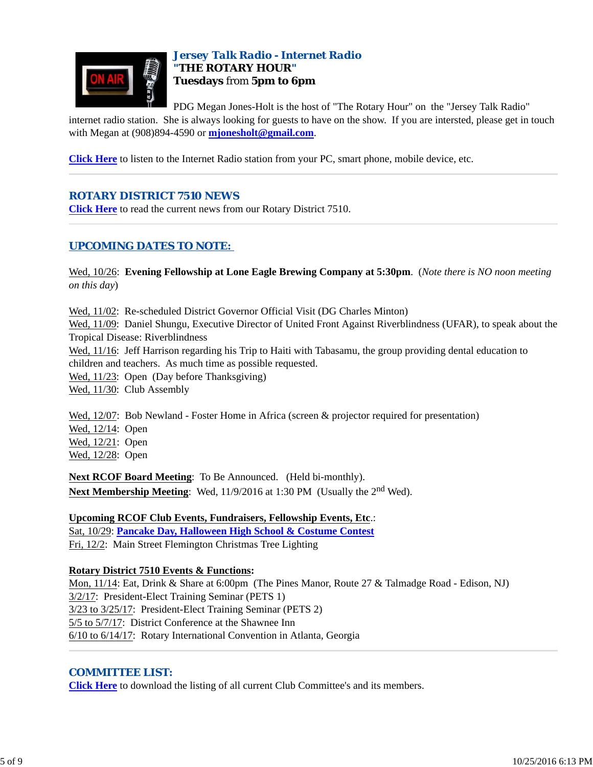### Jersey Talk Radio - Internet Radio
**"THE ROTARY HOUR"**
**Tuesdays** from **5pm to 6pm**

PDG Megan Jones-Holt is the host of "The Rotary Hour" on the "Jersey Talk Radio" internet radio station. She is always looking for guests to have on the show. If you are intersted, please get in touch with Megan at (908)894-4590 or **mjonesholt@gmail.com**.

**Click Here** to listen to the Internet Radio station from your PC, smart phone, mobile device, etc.

---

## ROTARY DISTRICT 7510 NEWS

**Click Here** to read the current news from our Rotary District 7510.

---

## UPCOMING DATES TO NOTE:

Wed, 10/26: **Evening Fellowship at Lone Eagle Brewing Company at 5:30pm**. (*Note there is NO noon meeting on this day*)

Wed, 11/02: Re-scheduled District Governor Official Visit (DG Charles Minton)
Wed, 11/09: Daniel Shungu, Executive Director of United Front Against Riverblindness (UFAR), to speak about the Tropical Disease: Riverblindness
Wed, 11/16: Jeff Harrison regarding his Trip to Haiti with Tabasamu, the group providing dental education to children and teachers. As much time as possible requested.
Wed, 11/23: Open (Day before Thanksgiving)
Wed, 11/30: Club Assembly

Wed, 12/07: Bob Newland - Foster Home in Africa (screen & projector required for presentation)
Wed, 12/14: Open
Wed, 12/21: Open
Wed, 12/28: Open

**Next RCOF Board Meeting**: To Be Announced. (Held bi-monthly).
**Next Membership Meeting**: Wed, 11/9/2016 at 1:30 PM (Usually the 2nd Wed).

**Upcoming RCOF Club Events, Fundraisers, Fellowship Events, Etc**.:
Sat, 10/29: **Pancake Day, Halloween High School & Costume Contest**
Fri, 12/2: Main Street Flemington Christmas Tree Lighting

**Rotary District 7510 Events & Functions:**
Mon, 11/14: Eat, Drink & Share at 6:00pm (The Pines Manor, Route 27 & Talmadge Road - Edison, NJ)
3/2/17: President-Elect Training Seminar (PETS 1)
3/23 to 3/25/17: President-Elect Training Seminar (PETS 2)
5/5 to 5/7/17: District Conference at the Shawnee Inn
6/10 to 6/14/17: Rotary International Convention in Atlanta, Georgia

---

## COMMITTEE LIST:

**Click Here** to download the listing of all current Club Committee's and its members.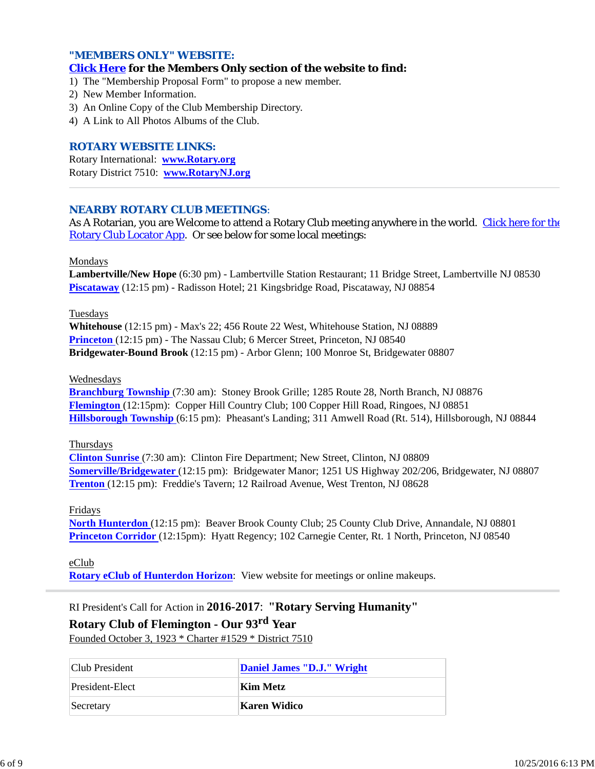### "MEMBERS ONLY" WEBSITE:

**Click Here for the Members Only section of the website to find:**

1) The "Membership Proposal Form" to propose a new member.
2) New Member Information.
3) An Online Copy of the Club Membership Directory.
4) A Link to All Photos Albums of the Club.

### ROTARY WEBSITE LINKS:

Rotary International: **www.Rotary.org**
Rotary District 7510: **www.RotaryNJ.org**

---

### NEARBY ROTARY CLUB MEETINGS:

As A Rotarian, you are Welcome to attend a Rotary Club meeting anywhere in the world. Click here for the Rotary Club Locator App. Or see below for some local meetings:

Mondays
**Lambertville/New Hope** (6:30 pm) - Lambertville Station Restaurant; 11 Bridge Street, Lambertville NJ 08530
**Piscataway** (12:15 pm) - Radisson Hotel; 21 Kingsbridge Road, Piscataway, NJ 08854

Tuesdays
**Whitehouse** (12:15 pm) - Max's 22; 456 Route 22 West, Whitehouse Station, NJ 08889
**Princeton** (12:15 pm) - The Nassau Club; 6 Mercer Street, Princeton, NJ 08540
**Bridgewater-Bound Brook** (12:15 pm) - Arbor Glenn; 100 Monroe St, Bridgewater 08807

Wednesdays
**Branchburg Township** (7:30 am): Stoney Brook Grille; 1285 Route 28, North Branch, NJ 08876
**Flemington** (12:15pm): Copper Hill Country Club; 100 Copper Hill Road, Ringoes, NJ 08851
**Hillsborough Township** (6:15 pm): Pheasant's Landing; 311 Amwell Road (Rt. 514), Hillsborough, NJ 08844

Thursdays
**Clinton Sunrise** (7:30 am): Clinton Fire Department; New Street, Clinton, NJ 08809
**Somerville/Bridgewater** (12:15 pm): Bridgewater Manor; 1251 US Highway 202/206, Bridgewater, NJ 08807
**Trenton** (12:15 pm): Freddie's Tavern; 12 Railroad Avenue, West Trenton, NJ 08628

Fridays
**North Hunterdon** (12:15 pm): Beaver Brook County Club; 25 County Club Drive, Annandale, NJ 08801
**Princeton Corridor** (12:15pm): Hyatt Regency; 102 Carnegie Center, Rt. 1 North, Princeton, NJ 08540

eClub
**Rotary eClub of Hunterdon Horizon**: View website for meetings or online makeups.

---

RI President's Call for Action in **2016-2017**: **"Rotary Serving Humanity"**

**Rotary Club of Flemington - Our 93rd Year**

Founded October 3, 1923 * Charter #1529 * District 7510

| | |
|---|---|
| Club President | **Daniel James "D.J." Wright** |
| President-Elect | **Kim Metz** |
| Secretary | **Karen Widico** |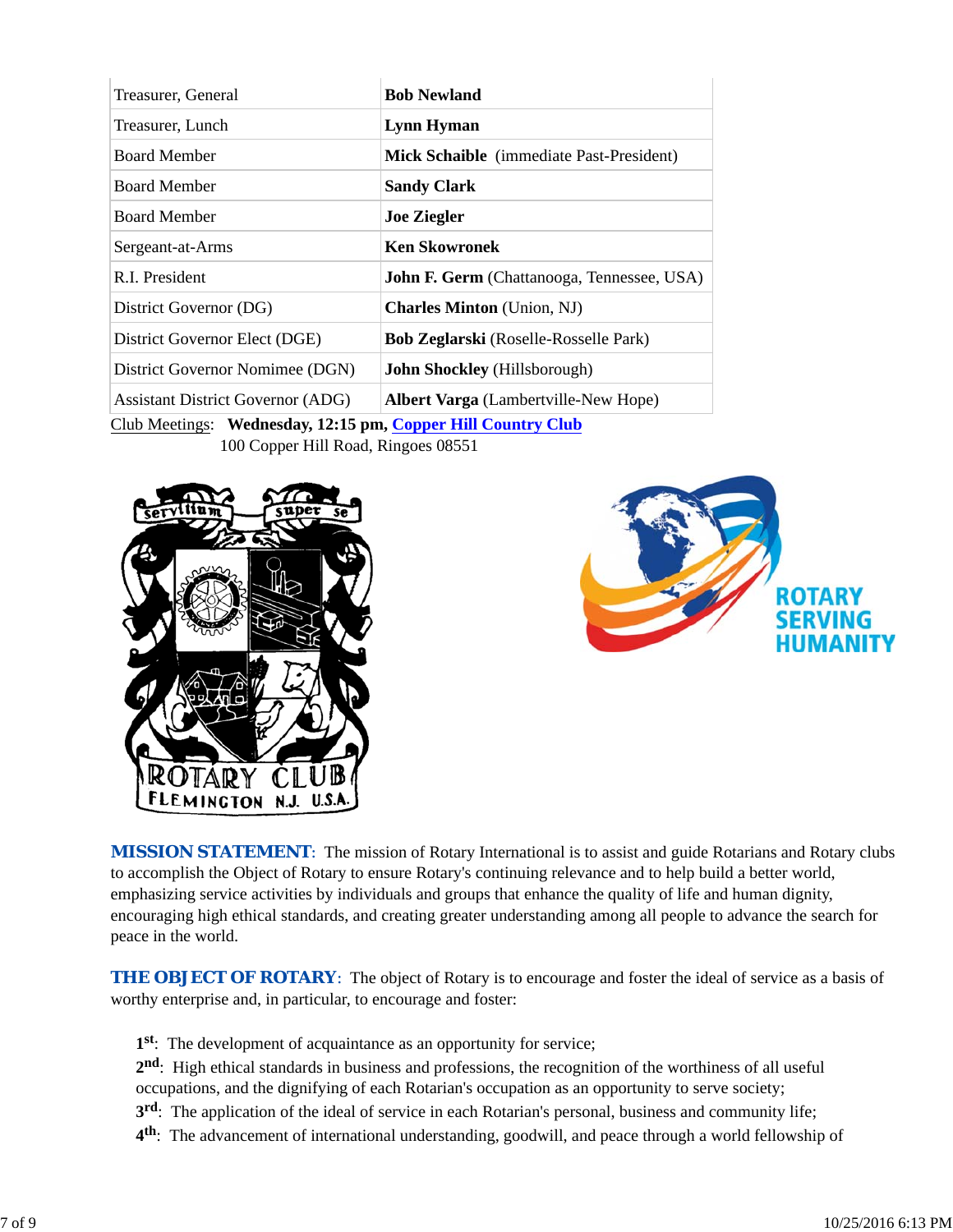| | |
|---|---|
| Treasurer, General | **Bob Newland** |
| Treasurer, Lunch | **Lynn Hyman** |
| Board Member | **Mick Schaible** (immediate Past-President) |
| Board Member | **Sandy Clark** |
| Board Member | **Joe Ziegler** |
| Sergeant-at-Arms | **Ken Skowronek** |
| R.I. President | **John F. Germ** (Chattanooga, Tennessee, USA) |
| District Governor (DG) | **Charles Minton** (Union, NJ) |
| District Governor Elect (DGE) | **Bob Zeglarski** (Roselle-Rosselle Park) |
| District Governor Nominee (DGN) | **John Shockley** (Hillsborough) |
| Assistant District Governor (ADG) | **Albert Varga** (Lambertville-New Hope) |

Club Meetings: **Wednesday, 12:15 pm, Copper Hill Country Club**
100 Copper Hill Road, Ringoes 08551

**MISSION STATEMENT**: The mission of Rotary International is to assist and guide Rotarians and Rotary clubs to accomplish the Object of Rotary to ensure Rotary's continuing relevance and to help build a better world, emphasizing service activities by individuals and groups that enhance the quality of life and human dignity, encouraging high ethical standards, and creating greater understanding among all people to advance the search for peace in the world.

**THE OBJECT OF ROTARY**: The object of Rotary is to encourage and foster the ideal of service as a basis of worthy enterprise and, in particular, to encourage and foster:

**1st**: The development of acquaintance as an opportunity for service;
**2nd**: High ethical standards in business and professions, the recognition of the worthiness of all useful occupations, and the dignifying of each Rotarian's occupation as an opportunity to serve society;
**3rd**: The application of the ideal of service in each Rotarian's personal, business and community life;
**4th**: The advancement of international understanding, goodwill, and peace through a world fellowship of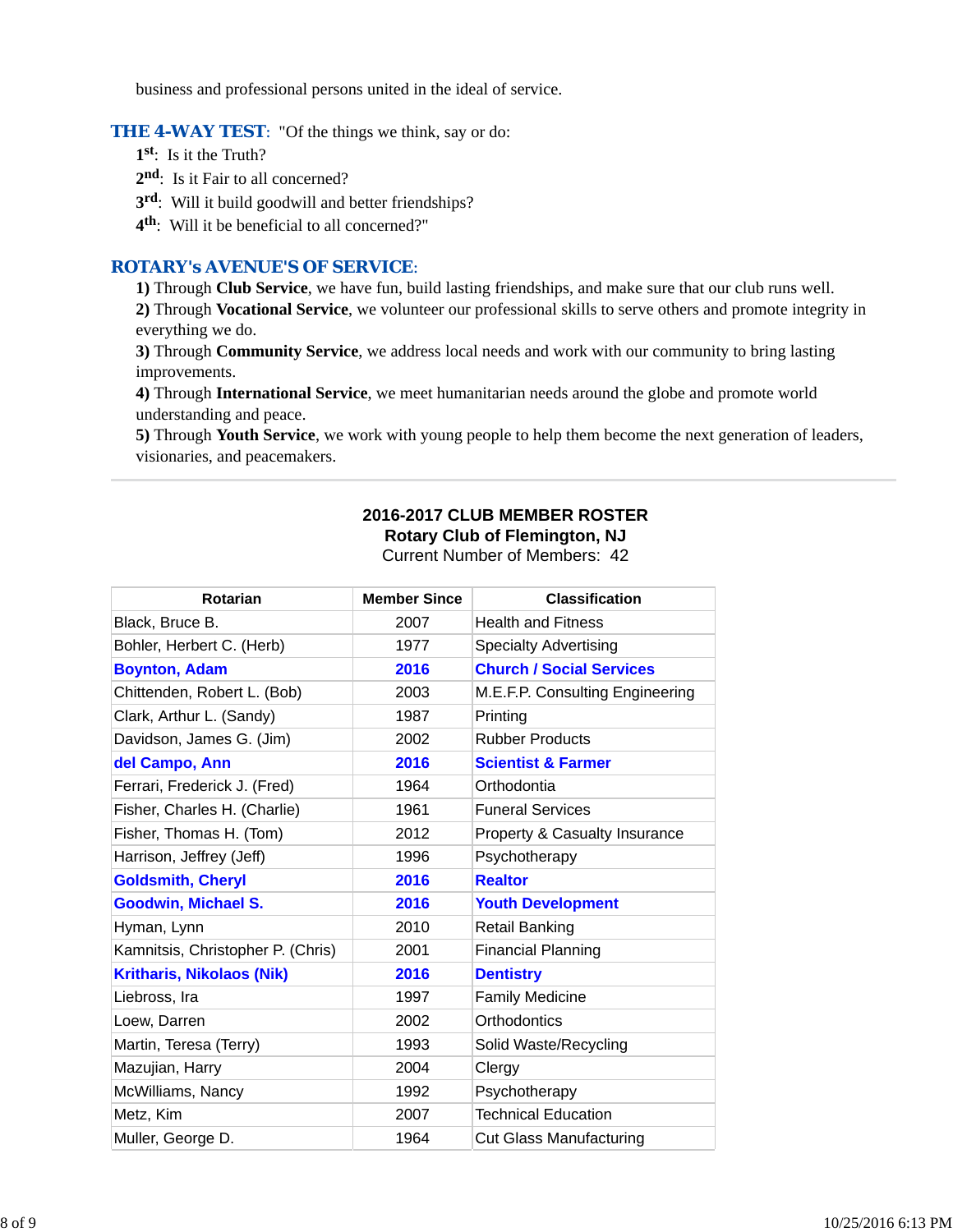business and professional persons united in the ideal of service.

**THE 4-WAY TEST**: "Of the things we think, say or do:

1st: Is it the Truth?
2nd: Is it Fair to all concerned?
3rd: Will it build goodwill and better friendships?
4th: Will it be beneficial to all concerned?"

**ROTARY's AVENUE'S OF SERVICE**:

**1)** Through **Club Service**, we have fun, build lasting friendships, and make sure that our club runs well.
**2)** Through **Vocational Service**, we volunteer our professional skills to serve others and promote integrity in everything we do.
**3)** Through **Community Service**, we address local needs and work with our community to bring lasting improvements.
**4)** Through **International Service**, we meet humanitarian needs around the globe and promote world understanding and peace.
**5)** Through **Youth Service**, we work with young people to help them become the next generation of leaders, visionaries, and peacemakers.

---

**2016-2017 CLUB MEMBER ROSTER**
**Rotary Club of Flemington, NJ**
Current Number of Members: 42

| Rotarian | Member Since | Classification |
|---|---|---|
| Black, Bruce B. | 2007 | Health and Fitness |
| Bohler, Herbert C. (Herb) | 1977 | Specialty Advertising |
| **Boynton, Adam** | **2016** | **Church / Social Services** |
| Chittenden, Robert L. (Bob) | 2003 | M.E.F.P. Consulting Engineering |
| Clark, Arthur L. (Sandy) | 1987 | Printing |
| Davidson, James G. (Jim) | 2002 | Rubber Products |
| **del Campo, Ann** | **2016** | **Scientist & Farmer** |
| Ferrari, Frederick J. (Fred) | 1964 | Orthodontia |
| Fisher, Charles H. (Charlie) | 1961 | Funeral Services |
| Fisher, Thomas H. (Tom) | 2012 | Property & Casualty Insurance |
| Harrison, Jeffrey (Jeff) | 1996 | Psychotherapy |
| **Goldsmith, Cheryl** | **2016** | **Realtor** |
| **Goodwin, Michael S.** | **2016** | **Youth Development** |
| Hyman, Lynn | 2010 | Retail Banking |
| Kamnitsis, Christopher P. (Chris) | 2001 | Financial Planning |
| **Kritharis, Nikolaos (Nik)** | **2016** | **Dentistry** |
| Liebross, Ira | 1997 | Family Medicine |
| Loew, Darren | 2002 | Orthodontics |
| Martin, Teresa (Terry) | 1993 | Solid Waste/Recycling |
| Mazujian, Harry | 2004 | Clergy |
| McWilliams, Nancy | 1992 | Psychotherapy |
| Metz, Kim | 2007 | Technical Education |
| Muller, George D. | 1964 | Cut Glass Manufacturing |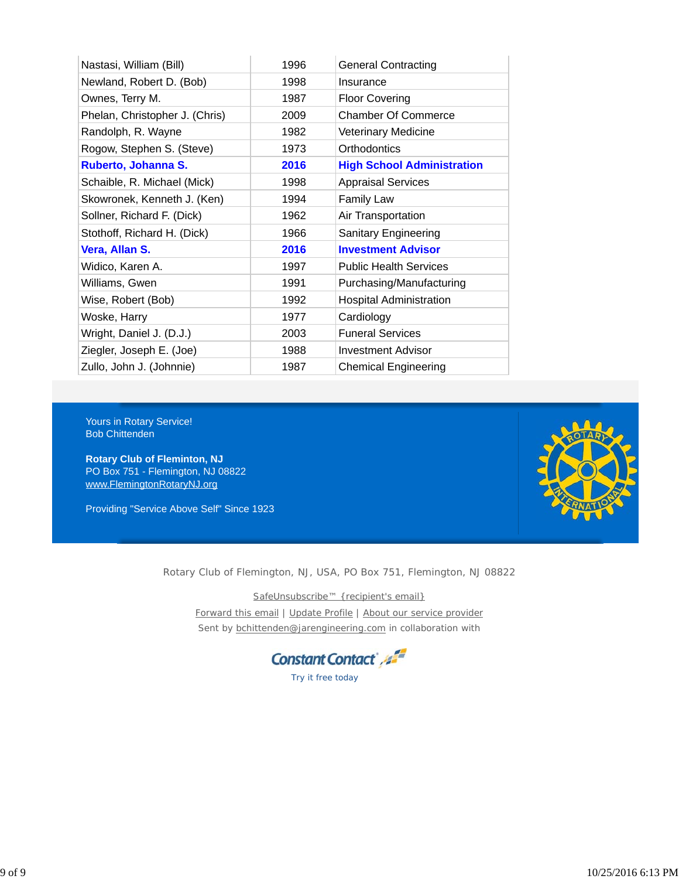| | | |
|---|---|---|
| Nastasi, William (Bill) | 1996 | General Contracting |
| Newland, Robert D. (Bob) | 1998 | Insurance |
| Ownes, Terry M. | 1987 | Floor Covering |
| Phelan, Christopher J. (Chris) | 2009 | Chamber Of Commerce |
| Randolph, R. Wayne | 1982 | Veterinary Medicine |
| Rogow, Stephen S. (Steve) | 1973 | Orthodontics |
| **Ruberto, Johanna S.** | **2016** | **High School Administration** |
| Schaible, R. Michael (Mick) | 1998 | Appraisal Services |
| Skowronek, Kenneth J. (Ken) | 1994 | Family Law |
| Sollner, Richard F. (Dick) | 1962 | Air Transportation |
| Stothoff, Richard H. (Dick) | 1966 | Sanitary Engineering |
| **Vera, Allan S.** | **2016** | **Investment Advisor** |
| Widico, Karen A. | 1997 | Public Health Services |
| Williams, Gwen | 1991 | Purchasing/Manufacturing |
| Wise, Robert (Bob) | 1992 | Hospital Administration |
| Woske, Harry | 1977 | Cardiology |
| Wright, Daniel J. (D.J.) | 2003 | Funeral Services |
| Ziegler, Joseph E. (Joe) | 1988 | Investment Advisor |
| Zullo, John J. (Johnnie) | 1987 | Chemical Engineering |

Yours in Rotary Service!
Bob Chittenden

**Rotary Club of Fleminton, NJ**
PO Box 751 - Flemington, NJ 08822
www.FlemingtonRotaryNJ.org

Providing "Service Above Self" Since 1923

Rotary Club of Flemington, NJ, USA, PO Box 751, Flemington, NJ 08822

SafeUnsubscribe™ {recipient's email}

Forward this email | Update Profile | About our service provider

Sent by bchittenden@jarengineering.com in collaboration with

Constant Contact

Try it free today